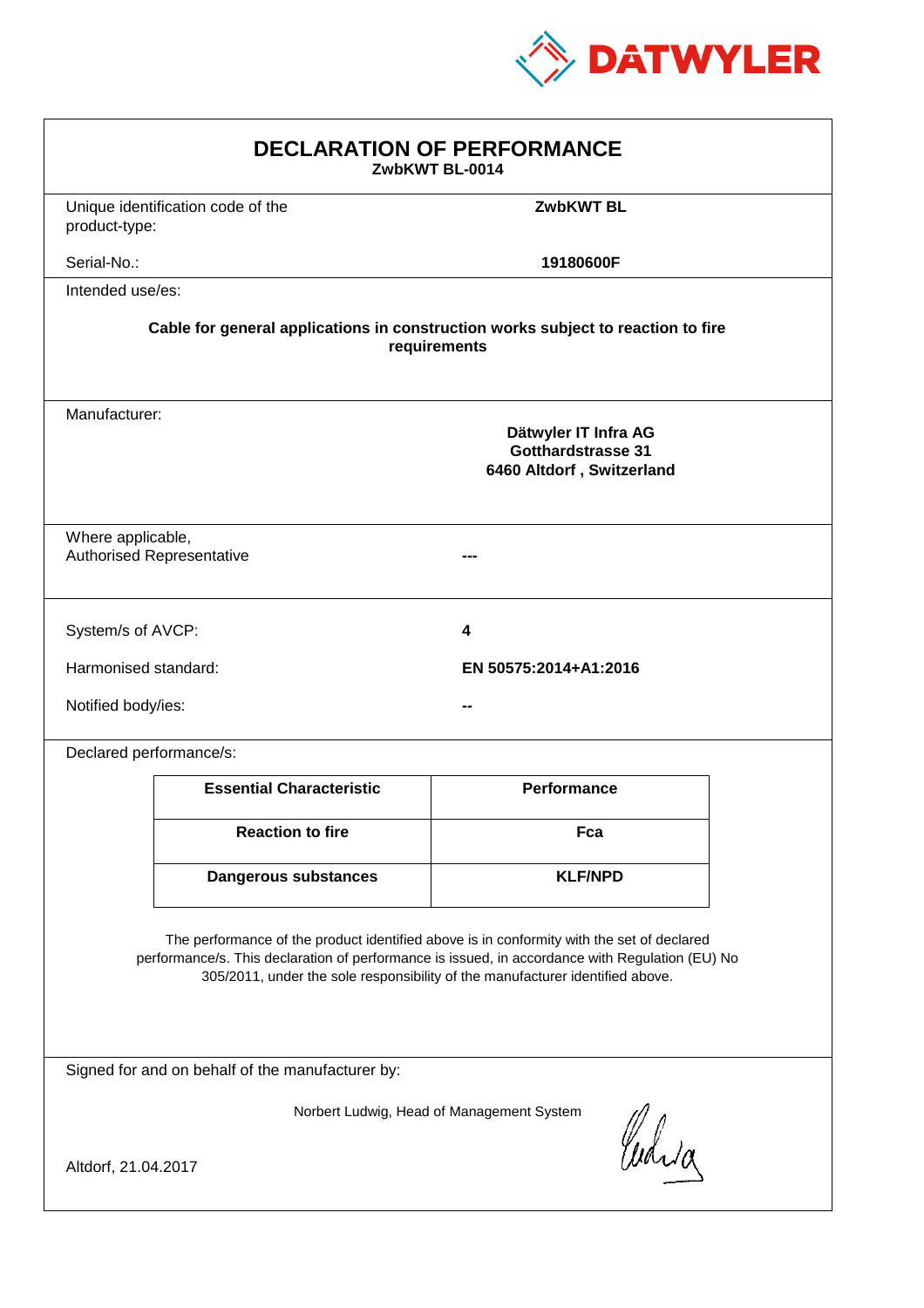DATWYLER

# DECLARATION OF PERFORMANCE

**ZwbKWT BL-0014**

Unique identification code of the product-type: **ZwbKWT BL**

Serial-No.: **19180600F**

Intended use/es:

**Cable for general applications in construction works subject to reaction to fire requirements**

Manufacturer:

**Dätwyler IT Infra AG**
**Gotthardstrasse 31**
**6460 Altdorf , Switzerland**

Where applicable, Authorised Representative: **---**

System/s of AVCP: **4**

Harmonised standard: **EN 50575:2014+A1:2016**

Notified body/ies: **--**

Declared performance/s:

| Essential Characteristic | Performance |
|---|---|
| **Reaction to fire** | **Fca** |
| **Dangerous substances** | **KLF/NPD** |

The performance of the product identified above is in conformity with the set of declared performance/s. This declaration of performance is issued, in accordance with Regulation (EU) No 305/2011, under the sole responsibility of the manufacturer identified above.

Signed for and on behalf of the manufacturer by:

Norbert Ludwig, Head of Management System

Altdorf, 21.04.2017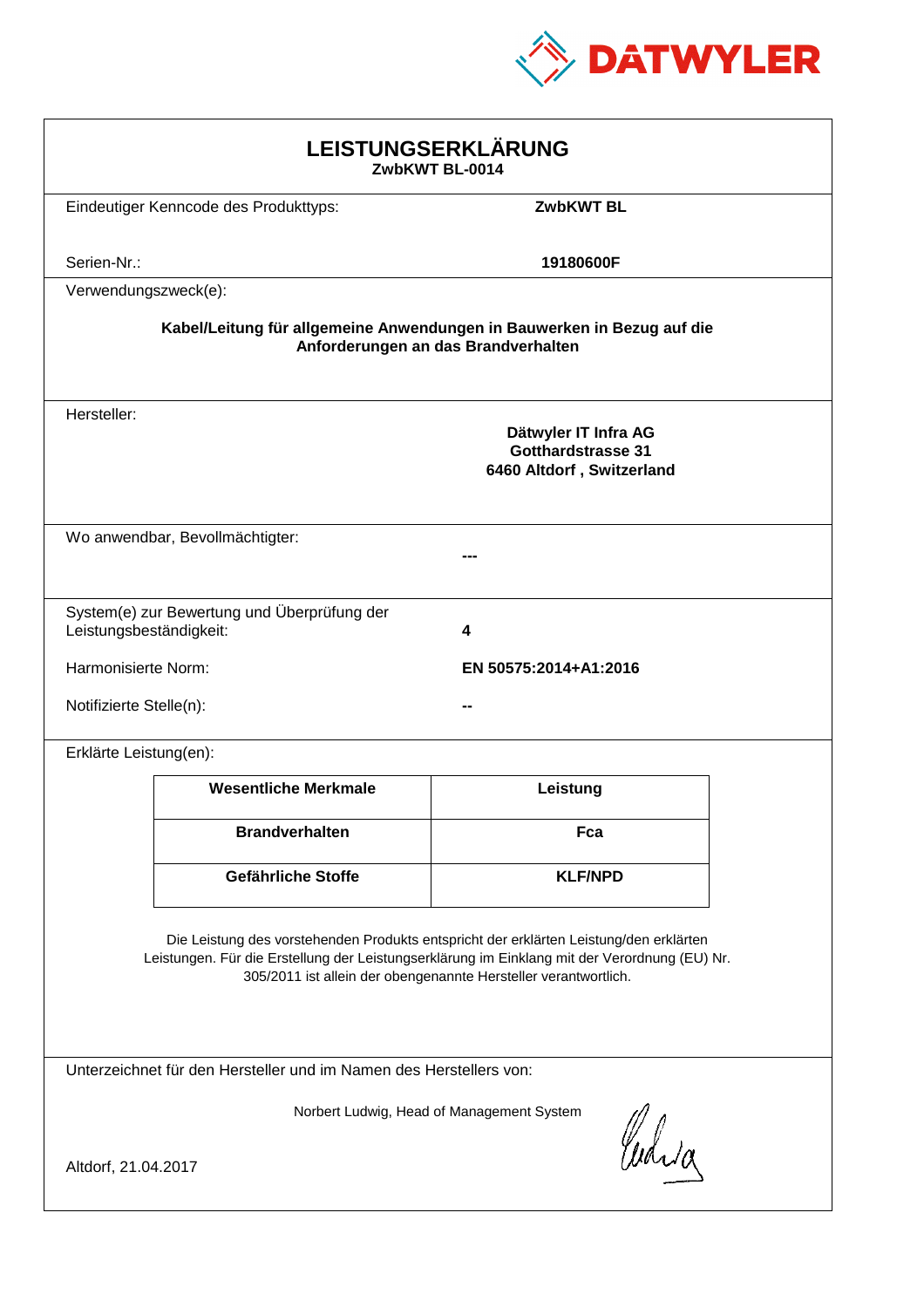DATWYLER

# LEISTUNGSERKLÄRUNG

**ZwbKWT BL-0014**

Eindeutiger Kenncode des Produkttyps: **ZwbKWT BL**

Serien-Nr.: **19180600F**

Verwendungszweck(e):

**Kabel/Leitung für allgemeine Anwendungen in Bauwerken in Bezug auf die Anforderungen an das Brandverhalten**

Hersteller:

**Dätwyler IT Infra AG**
**Gotthardstrasse 31**
**6460 Altdorf , Switzerland**

Wo anwendbar, Bevollmächtigter: **---**

System(e) zur Bewertung und Überprüfung der Leistungsbeständigkeit: **4**

Harmonisierte Norm: **EN 50575:2014+A1:2016**

Notifizierte Stelle(n): **--**

Erklärte Leistung(en):

| Wesentliche Merkmale | Leistung |
|---|---|
| **Brandverhalten** | **Fca** |
| **Gefährliche Stoffe** | **KLF/NPD** |

Die Leistung des vorstehenden Produkts entspricht der erklärten Leistung/den erklärten Leistungen. Für die Erstellung der Leistungserklärung im Einklang mit der Verordnung (EU) Nr. 305/2011 ist allein der obengenannte Hersteller verantwortlich.

Unterzeichnet für den Hersteller und im Namen des Herstellers von:

Norbert Ludwig, Head of Management System

Altdorf, 21.04.2017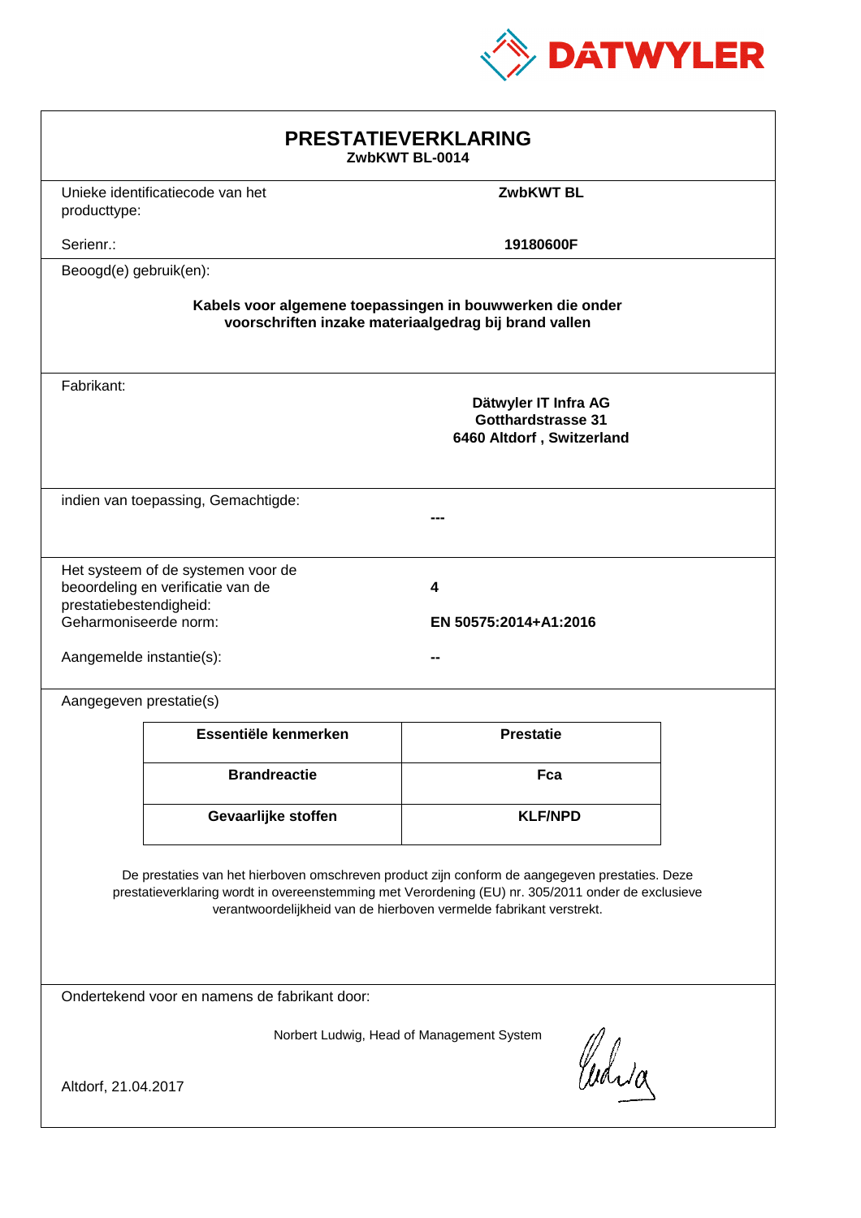# PRESTATIEVERKLARING

**ZwbKWT BL-0014**

Unieke identificatiecode van het producttype: **ZwbKWT BL**

Serienr.: **19180600F**

Beoogd(e) gebruik(en):

**Kabels voor algemene toepassingen in bouwwerken die onder voorschriften inzake materiaalgedrag bij brand vallen**

Fabrikant:

**Dätwyler IT Infra AG**
**Gotthardstrasse 31**
**6460 Altdorf , Switzerland**

indien van toepassing, Gemachtigde: **---**

Het systeem of de systemen voor de beoordeling en verificatie van de prestatiebestendigheid: **4**

Geharmoniseerde norm: **EN 50575:2014+A1:2016**

Aangemelde instantie(s): **--**

Aangegeven prestatie(s)

| Essentiële kenmerken | Prestatie |
|---|---|
| **Brandreactie** | **Fca** |
| **Gevaarlijke stoffen** | **KLF/NPD** |

De prestaties van het hierboven omschreven product zijn conform de aangegeven prestaties. Deze prestatieverklaring wordt in overeenstemming met Verordening (EU) nr. 305/2011 onder de exclusieve verantwoordelijkheid van de hierboven vermelde fabrikant verstrekt.

Ondertekend voor en namens de fabrikant door:

Norbert Ludwig, Head of Management System

Altdorf, 21.04.2017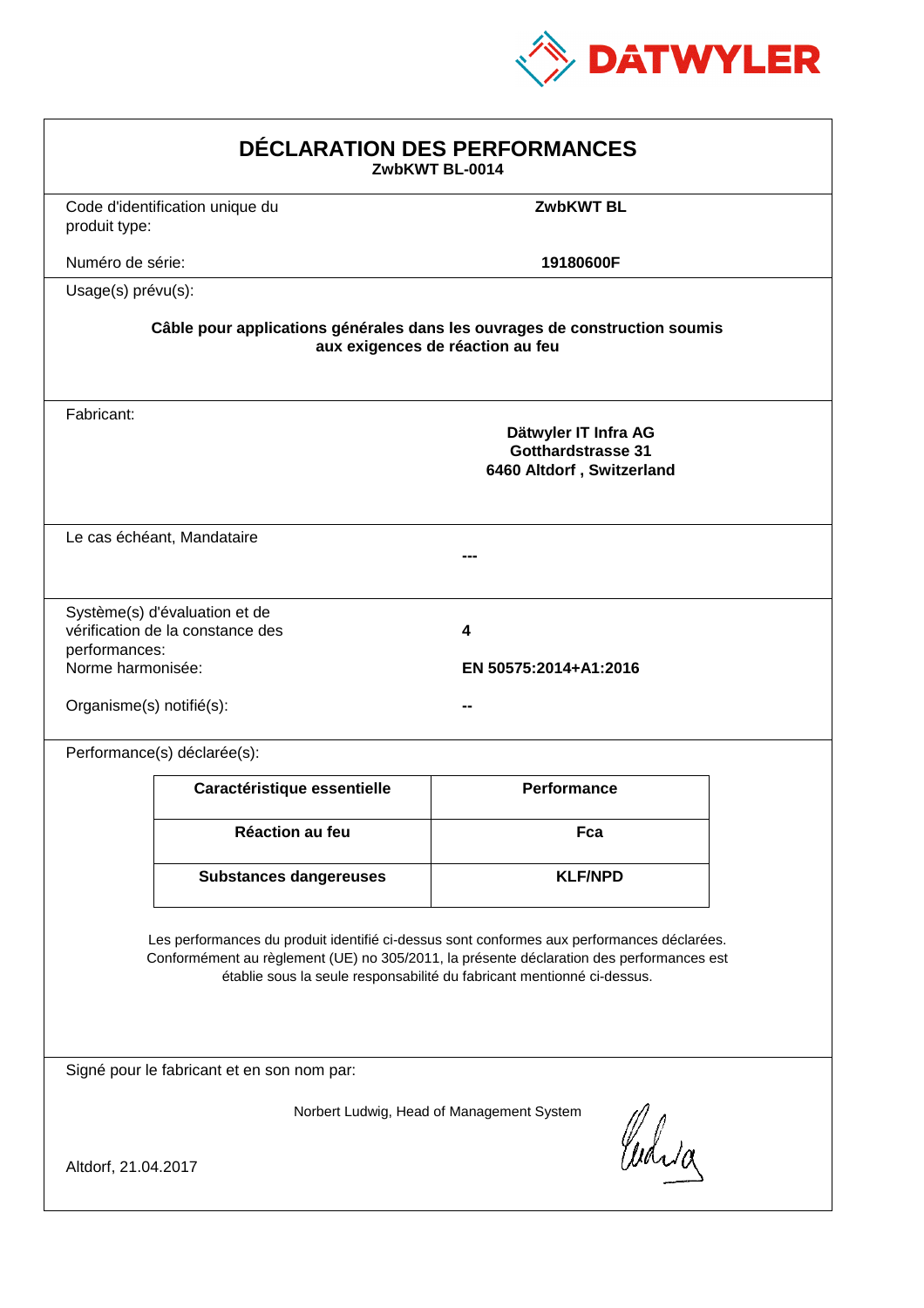DATWYLER

# DÉCLARATION DES PERFORMANCES

**ZwbKWT BL-0014**

| | |
|---|---|
| Code d'identification unique du produit type: | **ZwbKWT BL** |
| Numéro de série: | **19180600F** |

Usage(s) prévu(s):

**Câble pour applications générales dans les ouvrages de construction soumis aux exigences de réaction au feu**

Fabricant:

**Dätwyler IT Infra AG**
**Gotthardstrasse 31**
**6460 Altdorf , Switzerland**

Le cas échéant, Mandataire

**---**

| | |
|---|---|
| Système(s) d'évaluation et de vérification de la constance des performances: | **4** |
| Norme harmonisée: | **EN 50575:2014+A1:2016** |
| Organisme(s) notifié(s): | **--** |

Performance(s) déclarée(s):

| Caractéristique essentielle | Performance |
|---|---|
| **Réaction au feu** | **Fca** |
| **Substances dangereuses** | **KLF/NPD** |

Les performances du produit identifié ci-dessus sont conformes aux performances déclarées. Conformément au règlement (UE) no 305/2011, la présente déclaration des performances est établie sous la seule responsabilité du fabricant mentionné ci-dessus.

Signé pour le fabricant et en son nom par:

Norbert Ludwig, Head of Management System

Altdorf, 21.04.2017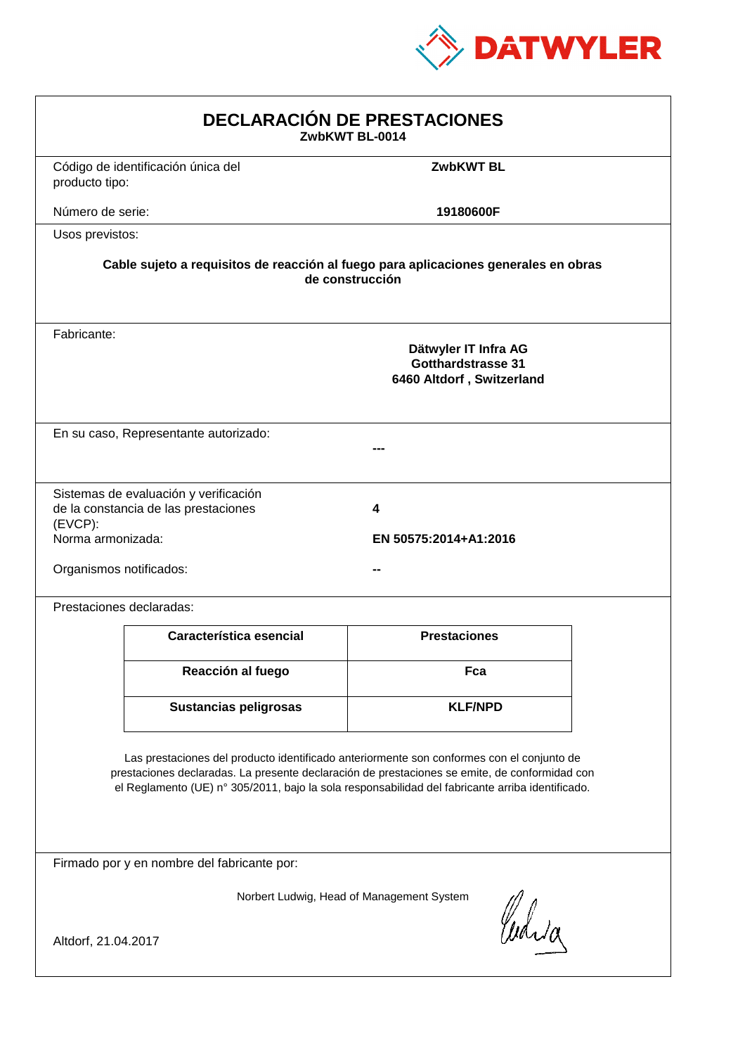DATWYLER

# DECLARACIÓN DE PRESTACIONES

**ZwbKWT BL-0014**

Código de identificación única del producto tipo: **ZwbKWT BL**

Número de serie: **19180600F**

Usos previstos:

**Cable sujeto a requisitos de reacción al fuego para aplicaciones generales en obras de construcción**

Fabricante:

**Dätwyler IT Infra AG**
**Gotthardstrasse 31**
**6460 Altdorf , Switzerland**

En su caso, Representante autorizado: **---**

Sistemas de evaluación y verificación de la constancia de las prestaciones (EVCP): **4**

Norma armonizada: **EN 50575:2014+A1:2016**

Organismos notificados: **--**

Prestaciones declaradas:

| Característica esencial | Prestaciones |
|---|---|
| **Reacción al fuego** | **Fca** |
| **Sustancias peligrosas** | **KLF/NPD** |

Las prestaciones del producto identificado anteriormente son conformes con el conjunto de prestaciones declaradas. La presente declaración de prestaciones se emite, de conformidad con el Reglamento (UE) n° 305/2011, bajo la sola responsabilidad del fabricante arriba identificado.

Firmado por y en nombre del fabricante por:

Norbert Ludwig, Head of Management System

Altdorf, 21.04.2017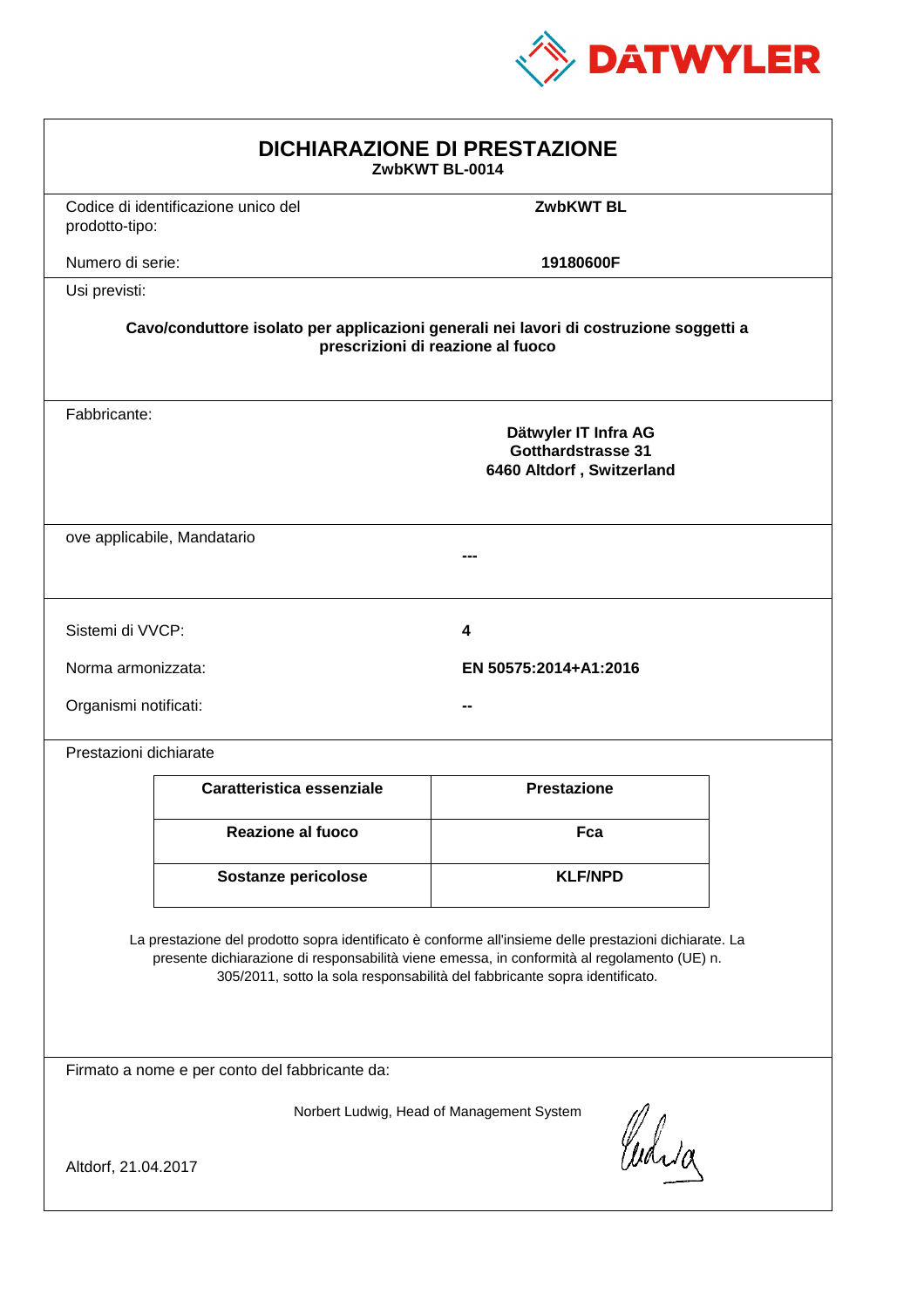DATWYLER

# DICHIARAZIONE DI PRESTAZIONE

**ZwbKWT BL-0014**

Codice di identificazione unico del prodotto-tipo: **ZwbKWT BL**

Numero di serie: **19180600F**

Usi previsti:

**Cavo/conduttore isolato per applicazioni generali nei lavori di costruzione soggetti a prescrizioni di reazione al fuoco**

Fabbricante:

**Dätwyler IT Infra AG**
**Gotthardstrasse 31**
**6460 Altdorf , Switzerland**

ove applicabile, Mandatario

**---**

Sistemi di VVCP: **4**

Norma armonizzata: **EN 50575:2014+A1:2016**

Organismi notificati: **--**

Prestazioni dichiarate

| Caratteristica essenziale | Prestazione |
|---|---|
| **Reazione al fuoco** | **Fca** |
| **Sostanze pericolose** | **KLF/NPD** |

La prestazione del prodotto sopra identificato è conforme all'insieme delle prestazioni dichiarate. La presente dichiarazione di responsabilità viene emessa, in conformità al regolamento (UE) n. 305/2011, sotto la sola responsabilità del fabbricante sopra identificato.

Firmato a nome e per conto del fabbricante da:

Norbert Ludwig, Head of Management System

Altdorf, 21.04.2017